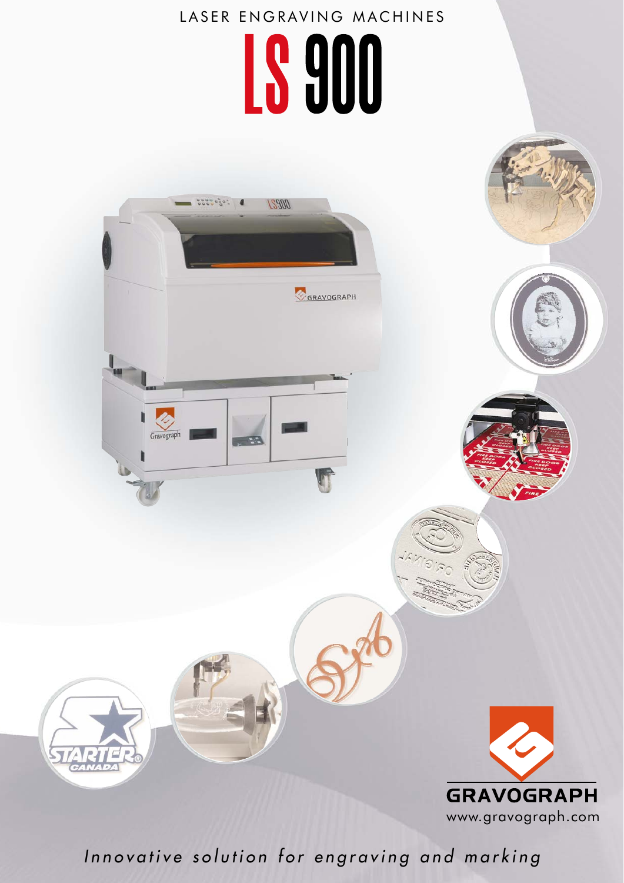LASER ENGRAVING MACHINES

# LS 900

GRAVOGRAPH

www.gravograph.com

*Innovative solution for engraving and marking*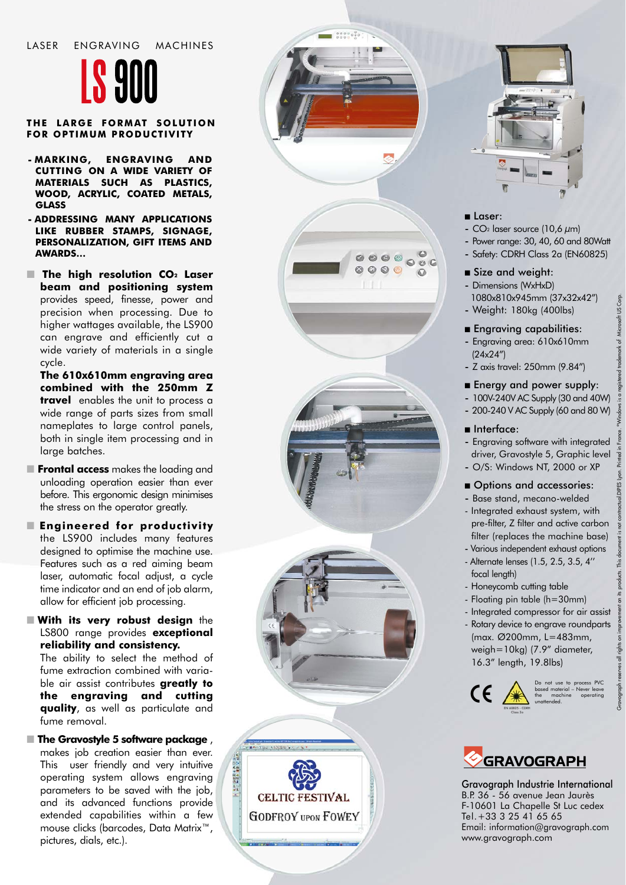LASER ENGRAVING MACHINES

# LS 900

## THE LARGE FORMAT SOLUTION FOR OPTIMUM PRODUCTIVITY

- **MARKING, ENGRAVING AND CUTTING ON A WIDE VARIETY OF MATERIALS SUCH AS PLASTICS, WOOD, ACRYLIC, COATED METALS, GLASS**
- **ADDRESSING MANY APPLICATIONS LIKE RUBBER STAMPS, SIGNAGE, PERSONALIZATION, GIFT ITEMS AND AWARDS...**

- **The high resolution $CO_2$ Laser beam and positioning system** provides speed, finesse, power and precision when processing. Due to higher wattages available, the LS900 can engrave and efficiently cut a wide variety of materials in a single cycle.
  **The 610x610mm engraving area combined with the 250mm Z travel** enables the unit to process a wide range of parts sizes from small nameplates to large control panels, both in single item processing and in large batches.
- **Frontal access** makes the loading and unloading operation easier than ever before. This ergonomic design minimises the stress on the operator greatly.
- **Engineered for productivity** the LS900 includes many features designed to optimise the machine use. Features such as a red aiming beam laser, automatic focal adjust, a cycle time indicator and an end of job alarm, allow for efficient job processing.
- **With its very robust design** the LS800 range provides **exceptional reliability and consistency.**
  The ability to select the method of fume extraction combined with variable air assist contributes **greatly to the engraving and cutting quality**, as well as particulate and fume removal.
- **The Gravostyle 5 software package**, makes job creation easier than ever. This user friendly and very intuitive operating system allows engraving parameters to be saved with the job, and its advanced functions provide extended capabilities within a few mouse clicks (barcodes, Data Matrix™, pictures, dials, etc.).

CELTIC FESTIVAL

GODFROY UPON FOWEY

**■ Laser:**
- $CO_2$ laser source (10,6 µm)
- Power range: 30, 40, 60 and 80Watt
- Safety: CDRH Class 2a (EN60825)

**■ Size and weight:**
- Dimensions (WxHxD) 1080x810x945mm (37x32x42")
- Weight: 180kg (400lbs)

**■ Engraving capabilities:**
- Engraving area: 610x610mm (24x24")
- Z axis travel: 250mm (9.84")

**■ Energy and power supply:**
- 100V-240V AC Supply (30 and 40W)
- 200-240 V AC Supply (60 and 80 W)

**■ Interface:**
- Engraving software with integrated driver, Gravostyle 5, Graphic level
- O/S: Windows NT, 2000 or XP

**■ Options and accessories:**
- Base stand, mecano-welded
- Integrated exhaust system, with pre-filter, Z filter and active carbon filter (replaces the machine base)
- Various independent exhaust options
- Alternate lenses (1.5, 2.5, 3.5, 4'' focal length)
- Honeycomb cutting table
- Floating pin table (h=30mm)
- Integrated compressor for air assist
- Rotary device to engrave roundparts (max. Ø200mm, L=483mm, weigh=10kg) (7.9" diameter, 16.3" length, 19.8lbs)

CE

EN 60825 - CDRH Class 2a

Do not use to process PVC based material – Never leave the machine operating unattended.

Gravograph reserves all rights on improvement on its products. This document is not contractual.DIPES Lyon. Printed in France. *Windows is a registered trademark of Microsoft US Corp.

GRAVOGRAPH

Gravograph Industrie International
B.P. 36 - 56 avenue Jean Jaurès
F-10601 La Chapelle St Luc cedex
Tel. +33 3 25 41 65 65
Email: information@gravograph.com
www.gravograph.com